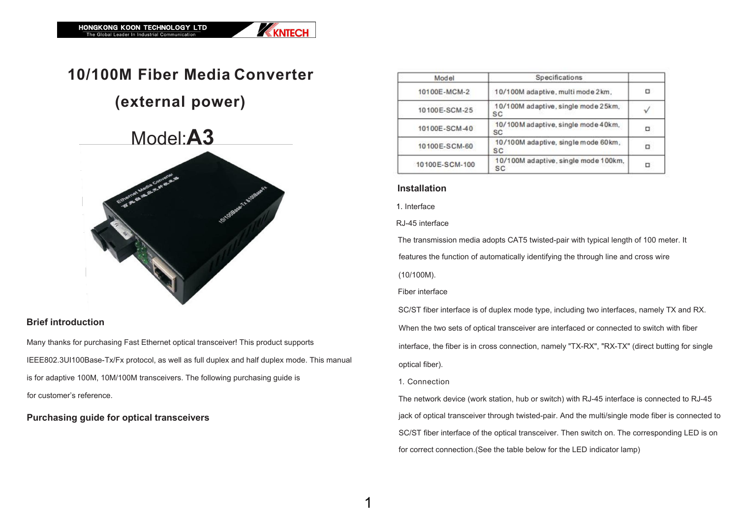# 10/100M Fiber Media Converter

# (external power)

## Model:**A3**

### Brief introduction

Many thanks for purchasing Fast Ethernet optical transceiver! This product supports IEEE802.3UI100Base-Tx/Fx protocol, as well as full duplex and half duplex mode. This manual is for adaptive 100M, 10M/100M transceivers. The following purchasing guide is for customer's reference.

### Purchasing guide for optical transceivers

| Model | Specifications | |
|---|---|---|
| 10100E-MCM-2 | 10/100M adaptive, multi mode 2km, | ☐ |
| 10100E-SCM-25 | 10/100M adaptive, single mode 25km, SC | ✓ |
| 10100E-SCM-40 | 10/100M adaptive, single mode 40km, SC | ☐ |
| 10100E-SCM-60 | 10/100M adaptive, single mode 60km, SC | ☐ |
| 10100E-SCM-100 | 10/100M adaptive, single mode 100km, SC | ☐ |

### Installation

1. Interface

RJ-45 interface

The transmission media adopts CAT5 twisted-pair with typical length of 100 meter. It features the function of automatically identifying the through line and cross wire (10/100M).

Fiber interface

SC/ST fiber interface is of duplex mode type, including two interfaces, namely TX and RX. When the two sets of optical transceiver are interfaced or connected to switch with fiber interface, the fiber is in cross connection, namely "TX-RX", "RX-TX" (direct butting for single optical fiber).

1. Connection

The network device (work station, hub or switch) with RJ-45 interface is connected to RJ-45 jack of optical transceiver through twisted-pair. And the multi/single mode fiber is connected to SC/ST fiber interface of the optical transceiver. Then switch on. The corresponding LED is on for correct connection.(See the table below for the LED indicator lamp)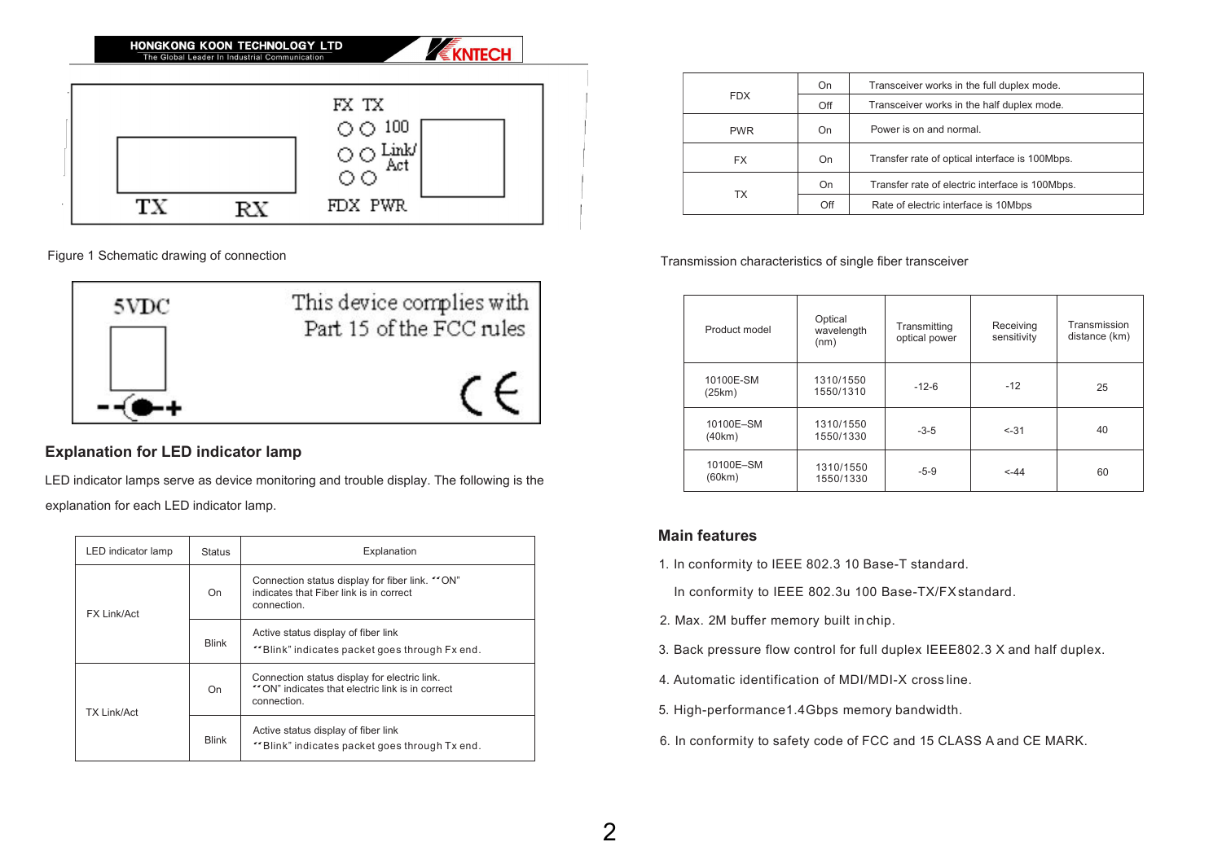Figure 1 Schematic drawing of connection

## Explanation for LED indicator lamp

LED indicator lamps serve as device monitoring and trouble display. The following is the explanation for each LED indicator lamp.

| LED indicator lamp | Status | Explanation |
|---|---|---|
| FX Link/Act | On | Connection status display for fiber link. "ON" indicates that Fiber link is in correct connection. |
| | Blink | Active status display of fiber link "Blink" indicates packet goes through Fx end. |
| TX Link/Act | On | Connection status display for electric link. "ON" indicates that electric link is in correct connection. |
| | Blink | Active status display of fiber link "Blink" indicates packet goes through Tx end. |

| | | |
|---|---|---|
| FDX | On | Transceiver works in the full duplex mode. |
| | Off | Transceiver works in the half duplex mode. |
| PWR | On | Power is on and normal. |
| FX | On | Transfer rate of optical interface is 100Mbps. |
| TX | On | Transfer rate of electric interface is 100Mbps. |
| | Off | Rate of electric interface is 10Mbps |

Transmission characteristics of single fiber transceiver

| Product model | Optical wavelength (nm) | Transmitting optical power | Receiving sensitivity | Transmission distance (km) |
|---|---|---|---|---|
| 10100E-SM (25km) | 1310/1550 1550/1310 | -12-6 | -12 | 25 |
| 10100E–SM (40km) | 1310/1550 1550/1330 | -3-5 | <-31 | 40 |
| 10100E–SM (60km) | 1310/1550 1550/1330 | -5-9 | <-44 | 60 |

## Main features

1. In conformity to IEEE 802.3 10 Base-T standard.
   In conformity to IEEE 802.3u 100 Base-TX/FX standard.
2. Max. 2M buffer memory built in chip.
3. Back pressure flow control for full duplex IEEE802.3 X and half duplex.
4. Automatic identification of MDI/MDI-X cross line.
5. High-performance1.4Gbps memory bandwidth.
6. In conformity to safety code of FCC and 15 CLASS A and CE MARK.